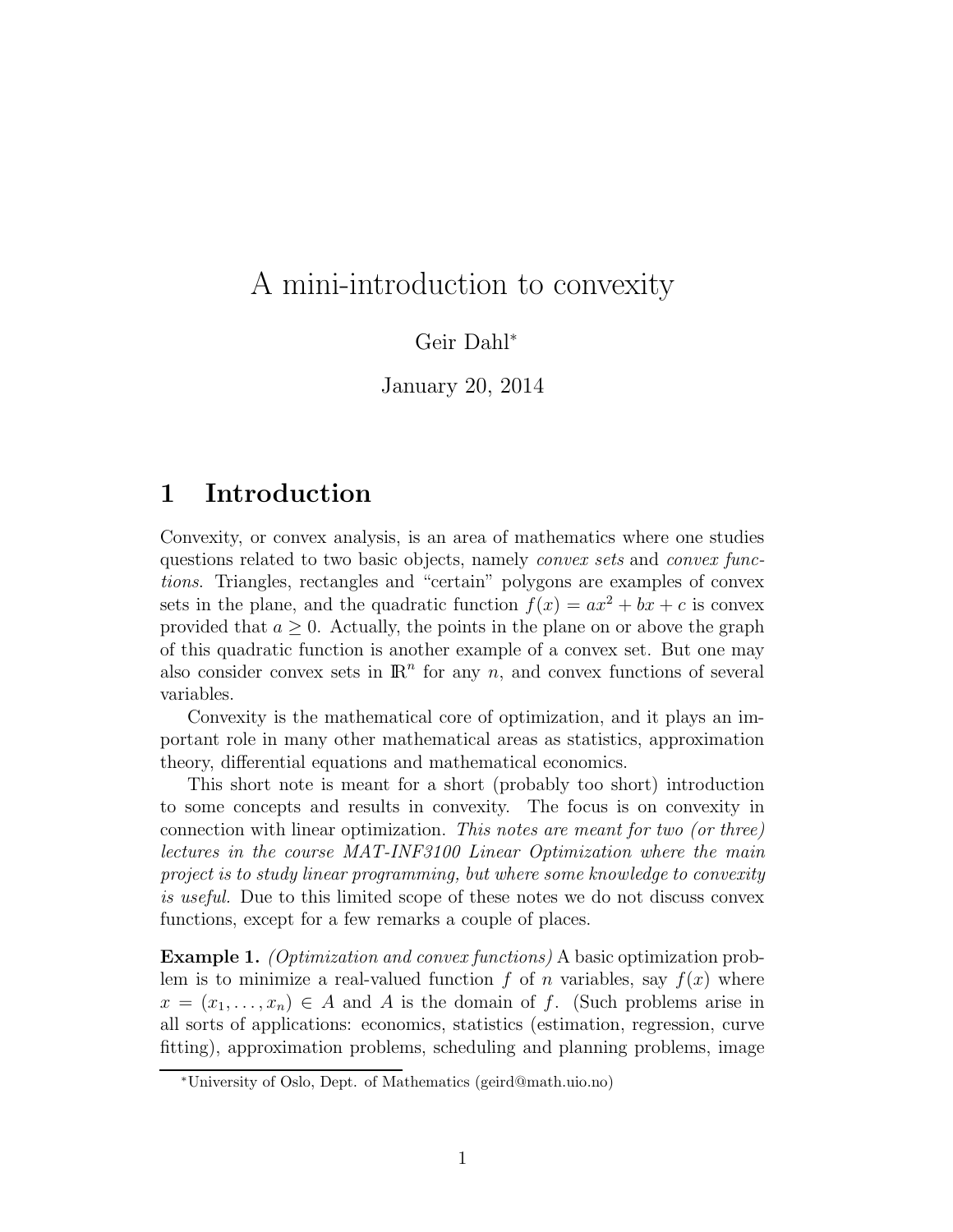# A mini-introduction to convexity

Geir Dahl[*]

January 20, 2014

## 1 Introduction

Convexity, or convex analysis, is an area of mathematics where one studies questions related to two basic objects, namely *convex sets* and *convex functions*. Triangles, rectangles and "certain" polygons are examples of convex sets in the plane, and the quadratic function $f(x) = ax^2 + bx + c$ is convex provided that $a \geq 0$. Actually, the points in the plane on or above the graph of this quadratic function is another example of a convex set. But one may also consider convex sets in $\mathbb{R}^n$ for any $n$, and convex functions of several variables.

Convexity is the mathematical core of optimization, and it plays an important role in many other mathematical areas as statistics, approximation theory, differential equations and mathematical economics.

This short note is meant for a short (probably too short) introduction to some concepts and results in convexity. The focus is on convexity in connection with linear optimization. *This notes are meant for two (or three) lectures in the course MAT-INF3100 Linear Optimization where the main project is to study linear programming, but where some knowledge to convexity is useful.* Due to this limited scope of these notes we do not discuss convex functions, except for a few remarks a couple of places.

**Example 1.** *(Optimization and convex functions)* A basic optimization problem is to minimize a real-valued function $f$ of $n$ variables, say $f(x)$ where $x = (x_1, \ldots, x_n) \in A$ and $A$ is the domain of $f$. (Such problems arise in all sorts of applications: economics, statistics (estimation, regression, curve fitting), approximation problems, scheduling and planning problems, image

[*]University of Oslo, Dept. of Mathematics (geird@math.uio.no)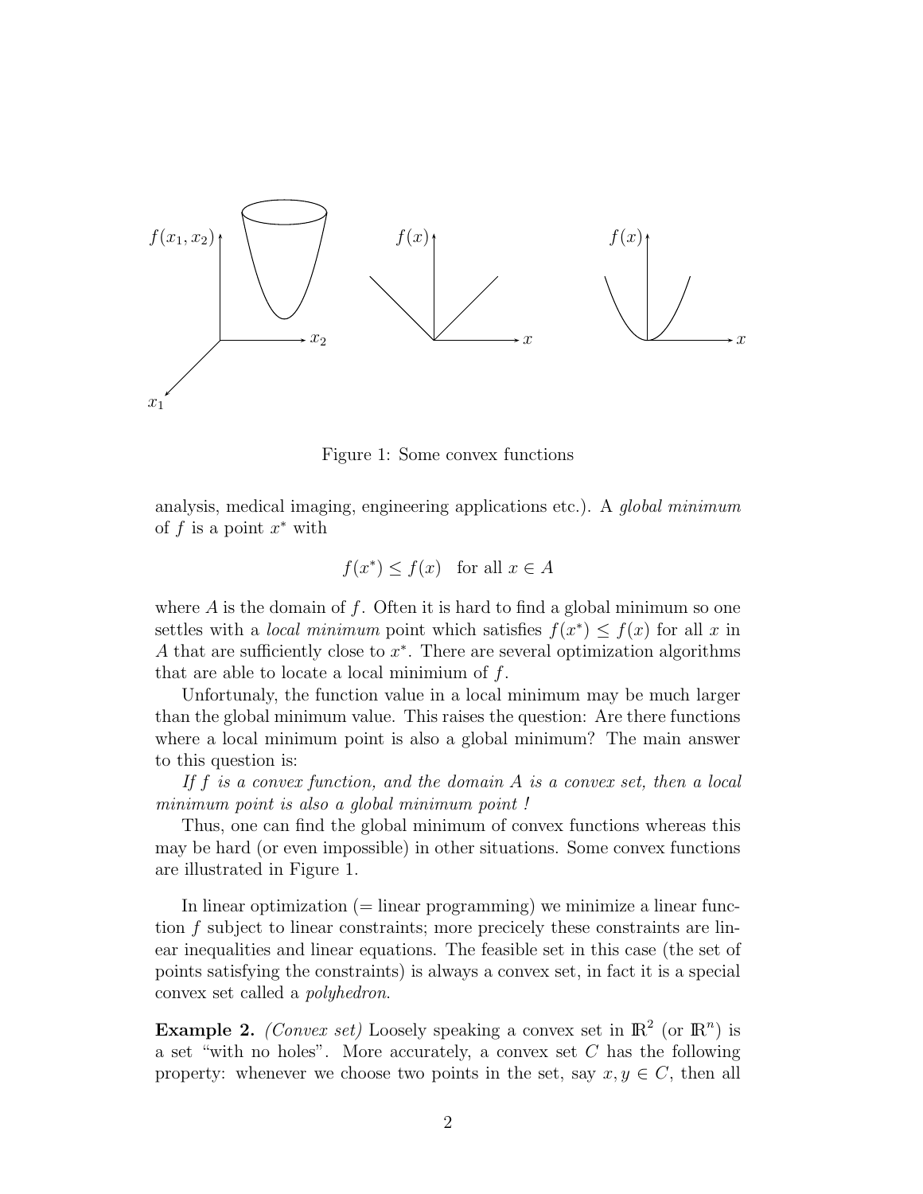Figure 1: Some convex functions

analysis, medical imaging, engineering applications etc.). A *global minimum* of $f$ is a point $x^*$ with

$$f(x^*) \leq f(x) \quad \text{for all } x \in A$$

where $A$ is the domain of $f$. Often it is hard to find a global minimum so one settles with a *local minimum* point which satisfies $f(x^*) \leq f(x)$ for all $x$ in $A$ that are sufficiently close to $x^*$. There are several optimization algorithms that are able to locate a local minimium of $f$.

Unfortunaly, the function value in a local minimum may be much larger than the global minimum value. This raises the question: Are there functions where a local minimum point is also a global minimum? The main answer to this question is:

*If $f$ is a convex function, and the domain $A$ is a convex set, then a local minimum point is also a global minimum point !*

Thus, one can find the global minimum of convex functions whereas this may be hard (or even impossible) in other situations. Some convex functions are illustrated in Figure 1.

In linear optimization (= linear programming) we minimize a linear function $f$ subject to linear constraints; more precicely these constraints are linear inequalities and linear equations. The feasible set in this case (the set of points satisfying the constraints) is always a convex set, in fact it is a special convex set called a *polyhedron*.

**Example 2.** *(Convex set)* Loosely speaking a convex set in $\mathbb{R}^2$ (or $\mathbb{R}^n$) is a set "with no holes". More accurately, a convex set $C$ has the following property: whenever we choose two points in the set, say $x, y \in C$, then all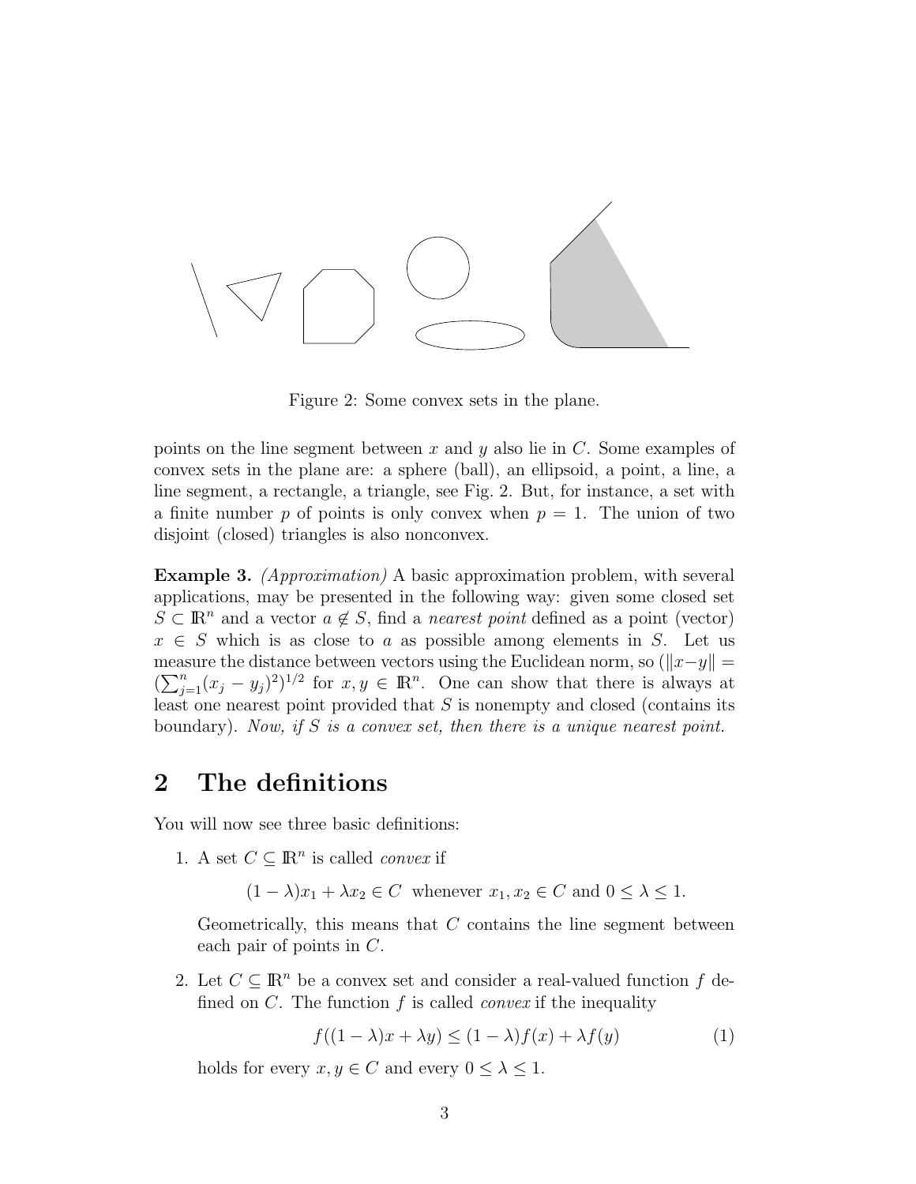Figure 2: Some convex sets in the plane.

points on the line segment between $x$ and $y$ also lie in $C$. Some examples of convex sets in the plane are: a sphere (ball), an ellipsoid, a point, a line, a line segment, a rectangle, a triangle, see Fig. 2. But, for instance, a set with a finite number $p$ of points is only convex when $p = 1$. The union of two disjoint (closed) triangles is also nonconvex.

**Example 3.** *(Approximation)* A basic approximation problem, with several applications, may be presented in the following way: given some closed set $S \subset \mathbb{R}^n$ and a vector $a \notin S$, find a *nearest point* defined as a point (vector) $x \in S$ which is as close to $a$ as possible among elements in $S$. Let us measure the distance between vectors using the Euclidean norm, so ($\|x-y\| = (\sum_{j=1}^{n}(x_j - y_j)^2)^{1/2}$ for $x, y \in \mathbb{R}^n$. One can show that there is always at least one nearest point provided that $S$ is nonempty and closed (contains its boundary). *Now, if $S$ is a convex set, then there is a unique nearest point.*

## 2 The definitions

You will now see three basic definitions:

1. A set $C \subseteq \mathbb{R}^n$ is called *convex* if

$$(1-\lambda)x_1 + \lambda x_2 \in C \ \text{ whenever } x_1, x_2 \in C \text{ and } 0 \leq \lambda \leq 1.$$

   Geometrically, this means that $C$ contains the line segment between each pair of points in $C$.

2. Let $C \subseteq \mathbb{R}^n$ be a convex set and consider a real-valued function $f$ defined on $C$. The function $f$ is called *convex* if the inequality

$$f((1-\lambda)x + \lambda y) \leq (1-\lambda)f(x) + \lambda f(y) \tag{1}$$

   holds for every $x, y \in C$ and every $0 \leq \lambda \leq 1$.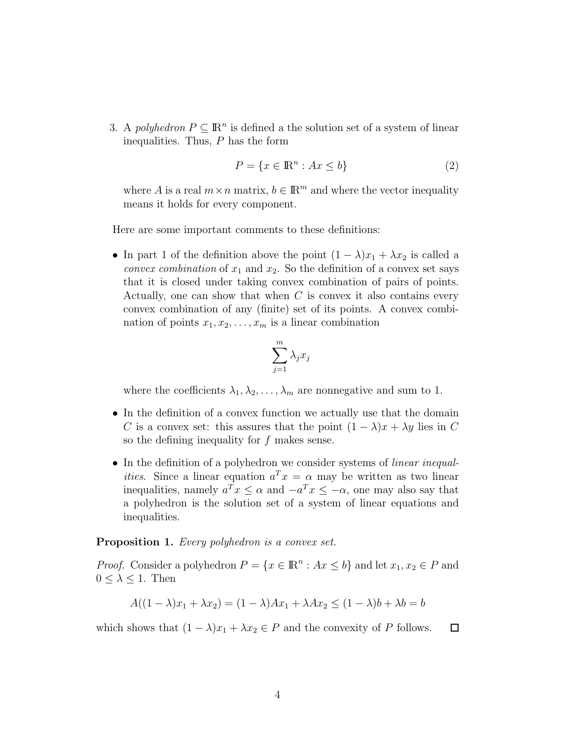3. A *polyhedron* $P \subseteq \mathbb{R}^n$ is defined a the solution set of a system of linear inequalities. Thus, $P$ has the form

$$P = \{x \in \mathbb{R}^n : Ax \leq b\} \tag{2}$$

where $A$ is a real $m \times n$ matrix, $b \in \mathbb{R}^m$ and where the vector inequality means it holds for every component.

Here are some important comments to these definitions:

- In part 1 of the definition above the point $(1-\lambda)x_1 + \lambda x_2$ is called a *convex combination* of $x_1$ and $x_2$. So the definition of a convex set says that it is closed under taking convex combination of pairs of points. Actually, one can show that when $C$ is convex it also contains every convex combination of any (finite) set of its points. A convex combination of points $x_1, x_2, \ldots, x_m$ is a linear combination

$$\sum_{j=1}^{m} \lambda_j x_j$$

where the coefficients $\lambda_1, \lambda_2, \ldots, \lambda_m$ are nonnegative and sum to 1.

- In the definition of a convex function we actually use that the domain $C$ is a convex set: this assures that the point $(1-\lambda)x + \lambda y$ lies in $C$ so the defining inequality for $f$ makes sense.

- In the definition of a polyhedron we consider systems of *linear inequalities*. Since a linear equation $a^T x = \alpha$ may be written as two linear inequalities, namely $a^T x \leq \alpha$ and $-a^T x \leq -\alpha$, one may also say that a polyhedron is the solution set of a system of linear equations and inequalities.

**Proposition 1.** *Every polyhedron is a convex set.*

*Proof.* Consider a polyhedron $P = \{x \in \mathbb{R}^n : Ax \leq b\}$ and let $x_1, x_2 \in P$ and $0 \leq \lambda \leq 1$. Then

$$A((1-\lambda)x_1 + \lambda x_2) = (1-\lambda)Ax_1 + \lambda Ax_2 \leq (1-\lambda)b + \lambda b = b$$

which shows that $(1-\lambda)x_1 + \lambda x_2 \in P$ and the convexity of $P$ follows. $\square$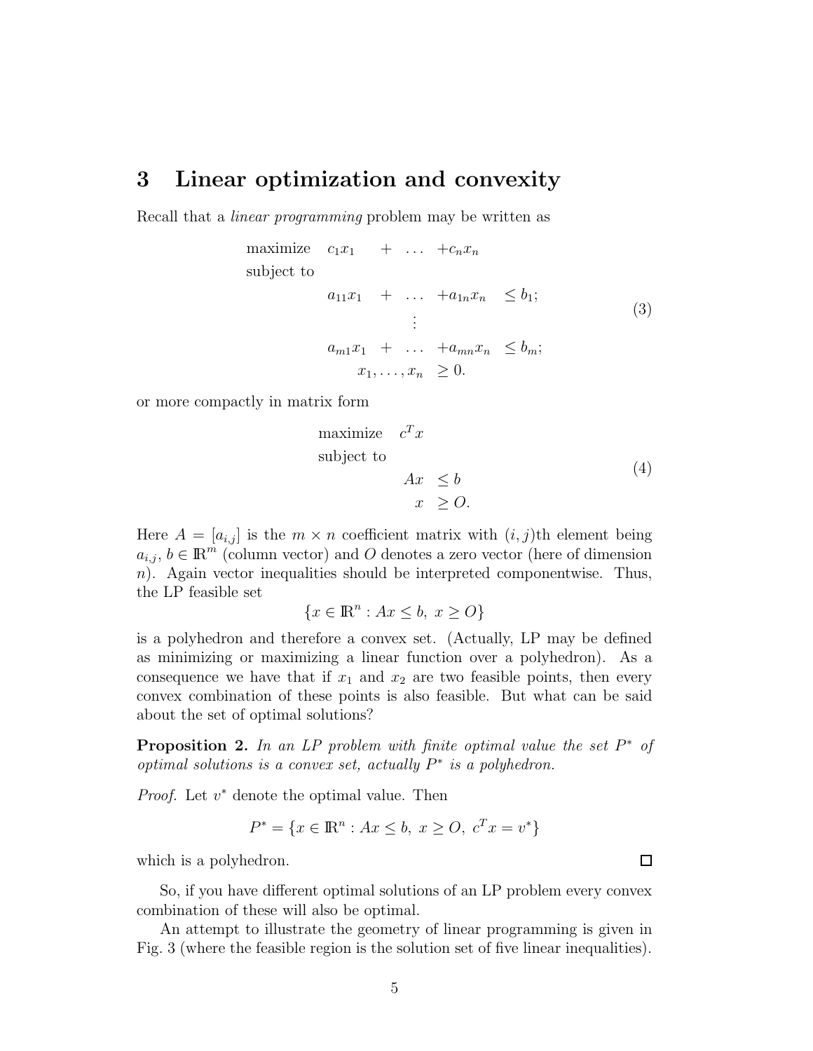# 3 Linear optimization and convexity

Recall that a *linear programming* problem may be written as

$$
\begin{array}{llcll}
\text{maximize} & c_1x_1 & + \;\ldots\; & +c_nx_n & \\
\text{subject to} & & & & \\
& a_{11}x_1 & + \;\ldots\; & +a_{1n}x_n & \leq b_1; \\
& & \vdots & & \\
& a_{m1}x_1 & + \;\ldots\; & +a_{mn}x_n & \leq b_m; \\
& & x_1, \ldots, x_n & & \geq 0.
\end{array}
\tag{3}
$$

or more compactly in matrix form

$$
\begin{array}{lrl}
\text{maximize} & c^T x & \\
\text{subject to} & & \\
& Ax & \leq b \\
& x & \geq O.
\end{array}
\tag{4}
$$

Here $A = [a_{i,j}]$ is the $m \times n$ coefficient matrix with $(i,j)$th element being $a_{i,j}$, $b \in \mathbb{R}^m$ (column vector) and $O$ denotes a zero vector (here of dimension $n$). Again vector inequalities should be interpreted componentwise. Thus, the LP feasible set

$$\{x \in \mathbb{R}^n : Ax \leq b, \; x \geq O\}$$

is a polyhedron and therefore a convex set. (Actually, LP may be defined as minimizing or maximizing a linear function over a polyhedron). As a consequence we have that if $x_1$ and $x_2$ are two feasible points, then every convex combination of these points is also feasible. But what can be said about the set of optimal solutions?

**Proposition 2.** *In an LP problem with finite optimal value the set $P^*$ of optimal solutions is a convex set, actually $P^*$ is a polyhedron.*

*Proof.* Let $v^*$ denote the optimal value. Then

$$P^* = \{x \in \mathbb{R}^n : Ax \leq b, \; x \geq O, \; c^T x = v^*\}$$

which is a polyhedron. □

So, if you have different optimal solutions of an LP problem every convex combination of these will also be optimal.

An attempt to illustrate the geometry of linear programming is given in Fig. 3 (where the feasible region is the solution set of five linear inequalities).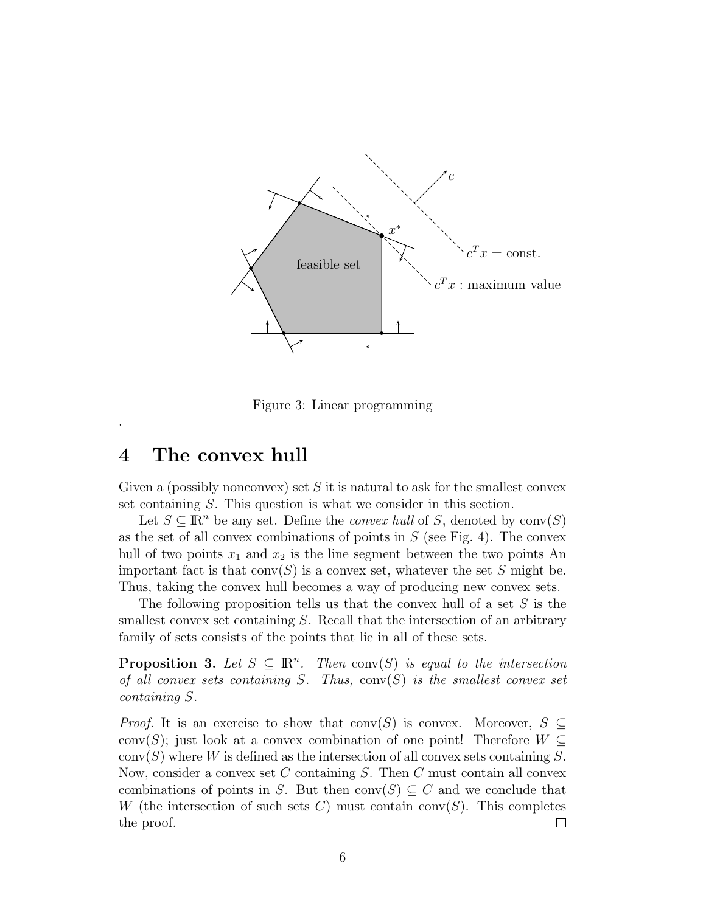Figure 3: Linear programming

.

# 4 The convex hull

Given a (possibly nonconvex) set $S$ it is natural to ask for the smallest convex set containing $S$. This question is what we consider in this section.

Let $S \subseteq \mathbb{R}^n$ be any set. Define the *convex hull* of $S$, denoted by $\text{conv}(S)$ as the set of all convex combinations of points in $S$ (see Fig. 4). The convex hull of two points $x_1$ and $x_2$ is the line segment between the two points An important fact is that $\text{conv}(S)$ is a convex set, whatever the set $S$ might be. Thus, taking the convex hull becomes a way of producing new convex sets.

The following proposition tells us that the convex hull of a set $S$ is the smallest convex set containing $S$. Recall that the intersection of an arbitrary family of sets consists of the points that lie in all of these sets.

**Proposition 3.** *Let $S \subseteq \mathbb{R}^n$. Then $\text{conv}(S)$ is equal to the intersection of all convex sets containing $S$. Thus, $\text{conv}(S)$ is the smallest convex set containing $S$.*

*Proof.* It is an exercise to show that $\text{conv}(S)$ is convex. Moreover, $S \subseteq \text{conv}(S)$; just look at a convex combination of one point! Therefore $W \subseteq \text{conv}(S)$ where $W$ is defined as the intersection of all convex sets containing $S$. Now, consider a convex set $C$ containing $S$. Then $C$ must contain all convex combinations of points in $S$. But then $\text{conv}(S) \subseteq C$ and we conclude that $W$ (the intersection of such sets $C$) must contain $\text{conv}(S)$. This completes the proof. $\square$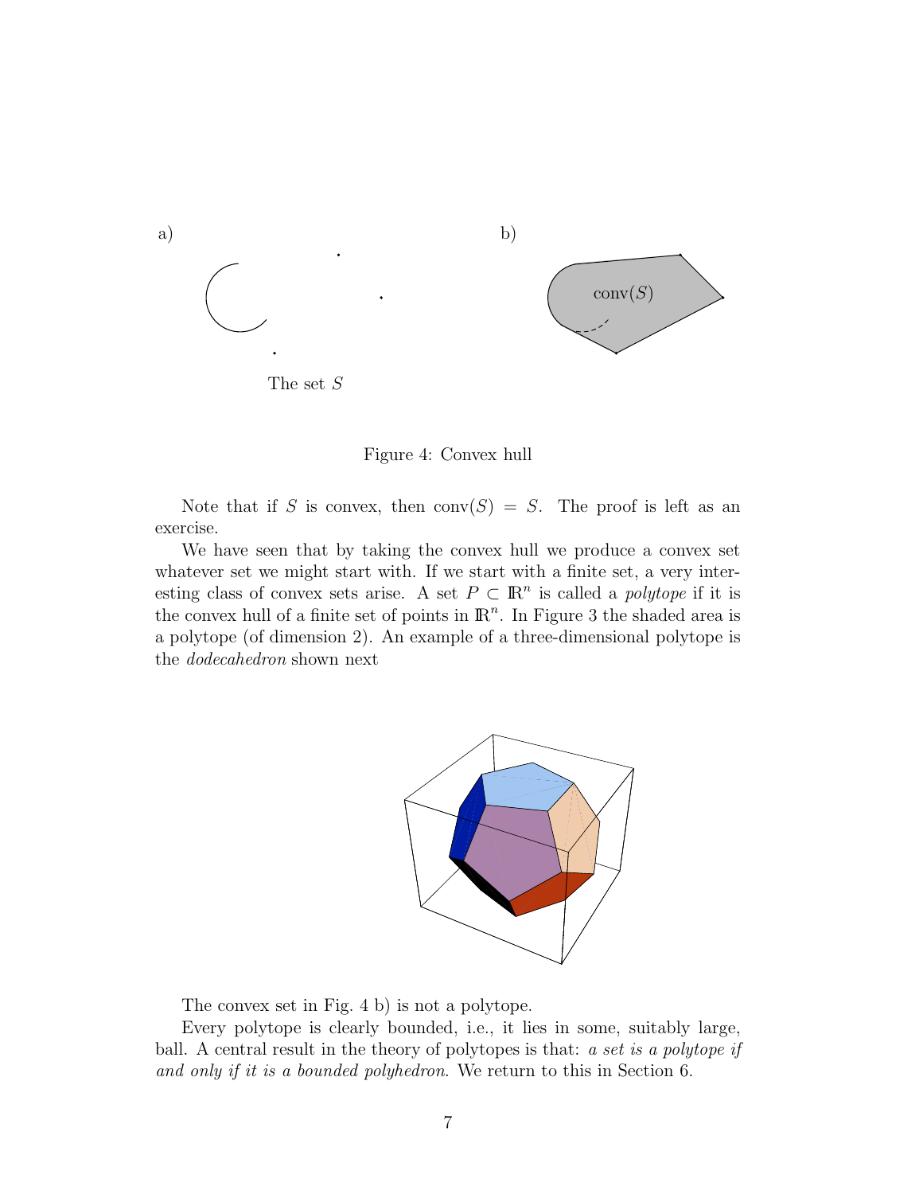a) b)

The set $S$

$\text{conv}(S)$

Figure 4: Convex hull

Note that if $S$ is convex, then $\text{conv}(S) = S$. The proof is left as an exercise.

We have seen that by taking the convex hull we produce a convex set whatever set we might start with. If we start with a finite set, a very interesting class of convex sets arise. A set $P \subset \mathbb{R}^n$ is called a *polytope* if it is the convex hull of a finite set of points in $\mathbb{R}^n$. In Figure 3 the shaded area is a polytope (of dimension 2). An example of a three-dimensional polytope is the *dodecahedron* shown next

The convex set in Fig. 4 b) is not a polytope.

Every polytope is clearly bounded, i.e., it lies in some, suitably large, ball. A central result in the theory of polytopes is that: *a set is a polytope if and only if it is a bounded polyhedron*. We return to this in Section 6.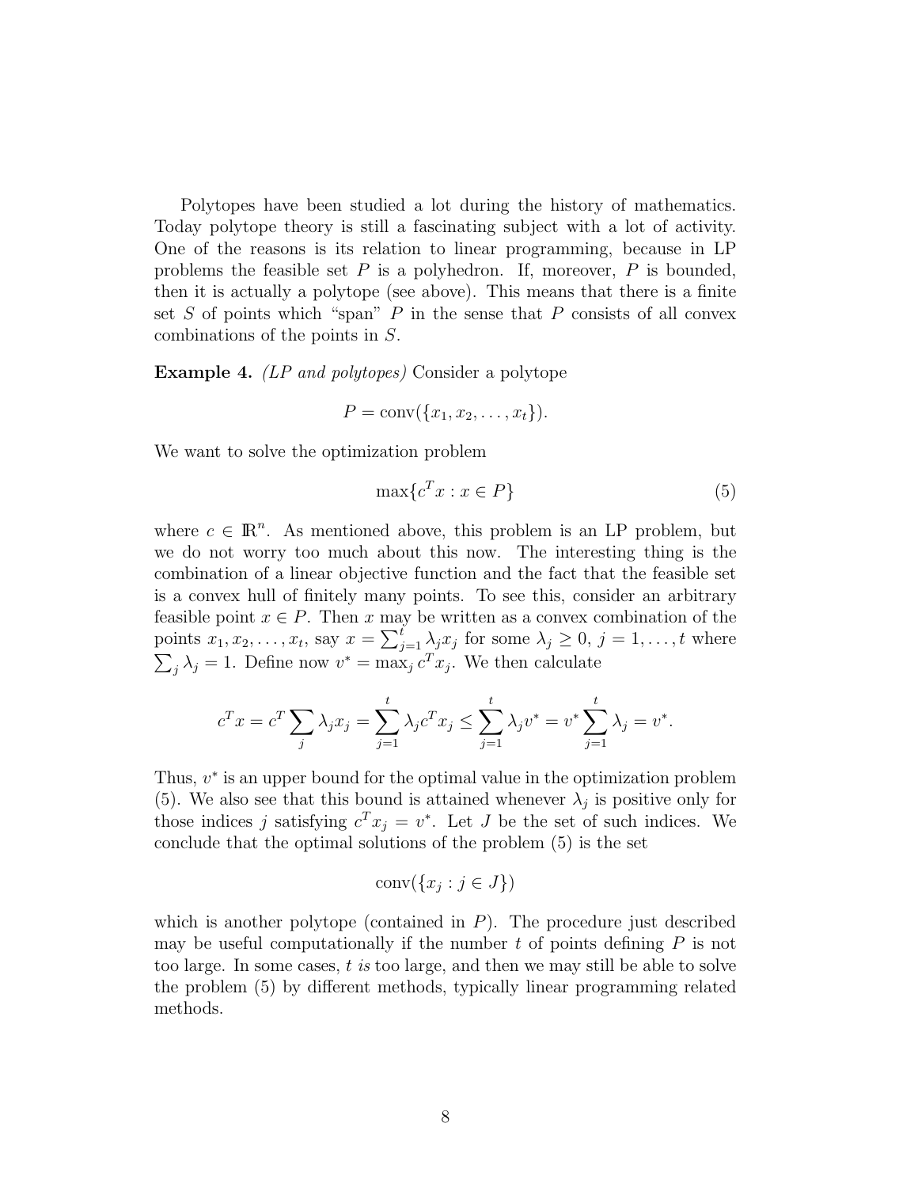Polytopes have been studied a lot during the history of mathematics. Today polytope theory is still a fascinating subject with a lot of activity. One of the reasons is its relation to linear programming, because in LP problems the feasible set $P$ is a polyhedron. If, moreover, $P$ is bounded, then it is actually a polytope (see above). This means that there is a finite set $S$ of points which "span" $P$ in the sense that $P$ consists of all convex combinations of the points in $S$.

**Example 4.** *(LP and polytopes)* Consider a polytope

$$P = \text{conv}(\{x_1, x_2, \ldots, x_t\}).$$

We want to solve the optimization problem

$$\max\{c^T x : x \in P\} \tag{5}$$

where $c \in \mathbb{R}^n$. As mentioned above, this problem is an LP problem, but we do not worry too much about this now. The interesting thing is the combination of a linear objective function and the fact that the feasible set is a convex hull of finitely many points. To see this, consider an arbitrary feasible point $x \in P$. Then $x$ may be written as a convex combination of the points $x_1, x_2, \ldots, x_t$, say $x = \sum_{j=1}^t \lambda_j x_j$ for some $\lambda_j \geq 0$, $j = 1, \ldots, t$ where $\sum_j \lambda_j = 1$. Define now $v^* = \max_j c^T x_j$. We then calculate

$$c^T x = c^T \sum_j \lambda_j x_j = \sum_{j=1}^t \lambda_j c^T x_j \leq \sum_{j=1}^t \lambda_j v^* = v^* \sum_{j=1}^t \lambda_j = v^*.$$

Thus, $v^*$ is an upper bound for the optimal value in the optimization problem (5). We also see that this bound is attained whenever $\lambda_j$ is positive only for those indices $j$ satisfying $c^T x_j = v^*$. Let $J$ be the set of such indices. We conclude that the optimal solutions of the problem (5) is the set

$$\text{conv}(\{x_j : j \in J\})$$

which is another polytope (contained in $P$). The procedure just described may be useful computationally if the number $t$ of points defining $P$ is not too large. In some cases, $t$ *is* too large, and then we may still be able to solve the problem (5) by different methods, typically linear programming related methods.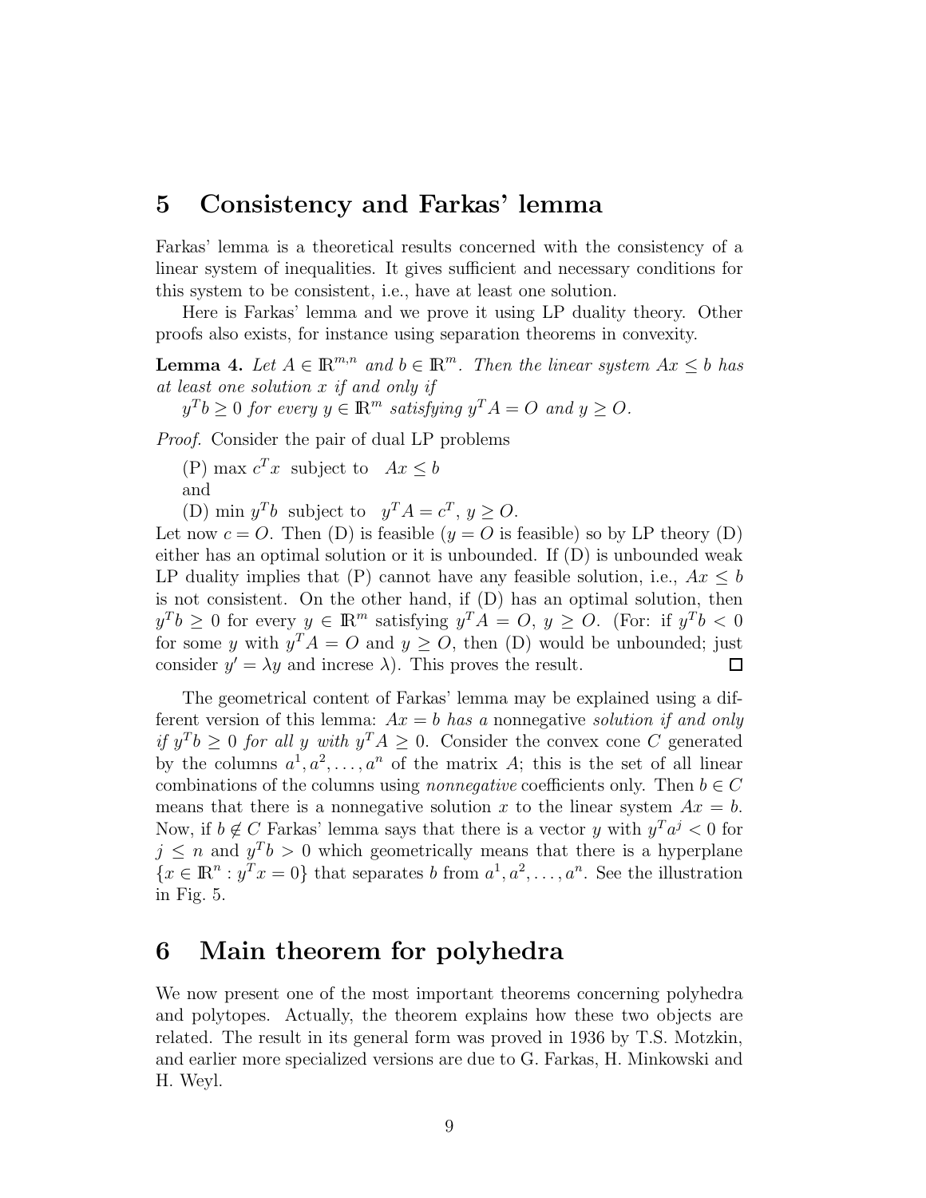## 5 Consistency and Farkas' lemma

Farkas' lemma is a theoretical results concerned with the consistency of a linear system of inequalities. It gives sufficient and necessary conditions for this system to be consistent, i.e., have at least one solution.

Here is Farkas' lemma and we prove it using LP duality theory. Other proofs also exists, for instance using separation theorems in convexity.

**Lemma 4.** *Let $A \in \mathbb{R}^{m,n}$ and $b \in \mathbb{R}^m$. Then the linear system $Ax \leq b$ has at least one solution $x$ if and only if*
*$y^T b \geq 0$ for every $y \in \mathbb{R}^m$ satisfying $y^T A = O$ and $y \geq O$.*

*Proof.* Consider the pair of dual LP problems

(P) $\max c^T x$ subject to $Ax \leq b$
and
(D) $\min y^T b$ subject to $y^T A = c^T$, $y \geq O$.

Let now $c = O$. Then (D) is feasible ($y = O$ is feasible) so by LP theory (D) either has an optimal solution or it is unbounded. If (D) is unbounded weak LP duality implies that (P) cannot have any feasible solution, i.e., $Ax \leq b$ is not consistent. On the other hand, if (D) has an optimal solution, then $y^T b \geq 0$ for every $y \in \mathbb{R}^m$ satisfying $y^T A = O$, $y \geq O$. (For: if $y^T b < 0$ for some $y$ with $y^T A = O$ and $y \geq O$, then (D) would be unbounded; just consider $y' = \lambda y$ and increse $\lambda$). This proves the result. □

The geometrical content of Farkas' lemma may be explained using a different version of this lemma: $Ax = b$ *has a* nonnegative *solution if and only if $y^T b \geq 0$ for all $y$ with $y^T A \geq 0$.* Consider the convex cone $C$ generated by the columns $a^1, a^2, \ldots, a^n$ of the matrix $A$; this is the set of all linear combinations of the columns using *nonnegative* coefficients only. Then $b \in C$ means that there is a nonnegative solution $x$ to the linear system $Ax = b$. Now, if $b \notin C$ Farkas' lemma says that there is a vector $y$ with $y^T a^j < 0$ for $j \leq n$ and $y^T b > 0$ which geometrically means that there is a hyperplane $\{x \in \mathbb{R}^n : y^T x = 0\}$ that separates $b$ from $a^1, a^2, \ldots, a^n$. See the illustration in Fig. 5.

## 6 Main theorem for polyhedra

We now present one of the most important theorems concerning polyhedra and polytopes. Actually, the theorem explains how these two objects are related. The result in its general form was proved in 1936 by T.S. Motzkin, and earlier more specialized versions are due to G. Farkas, H. Minkowski and H. Weyl.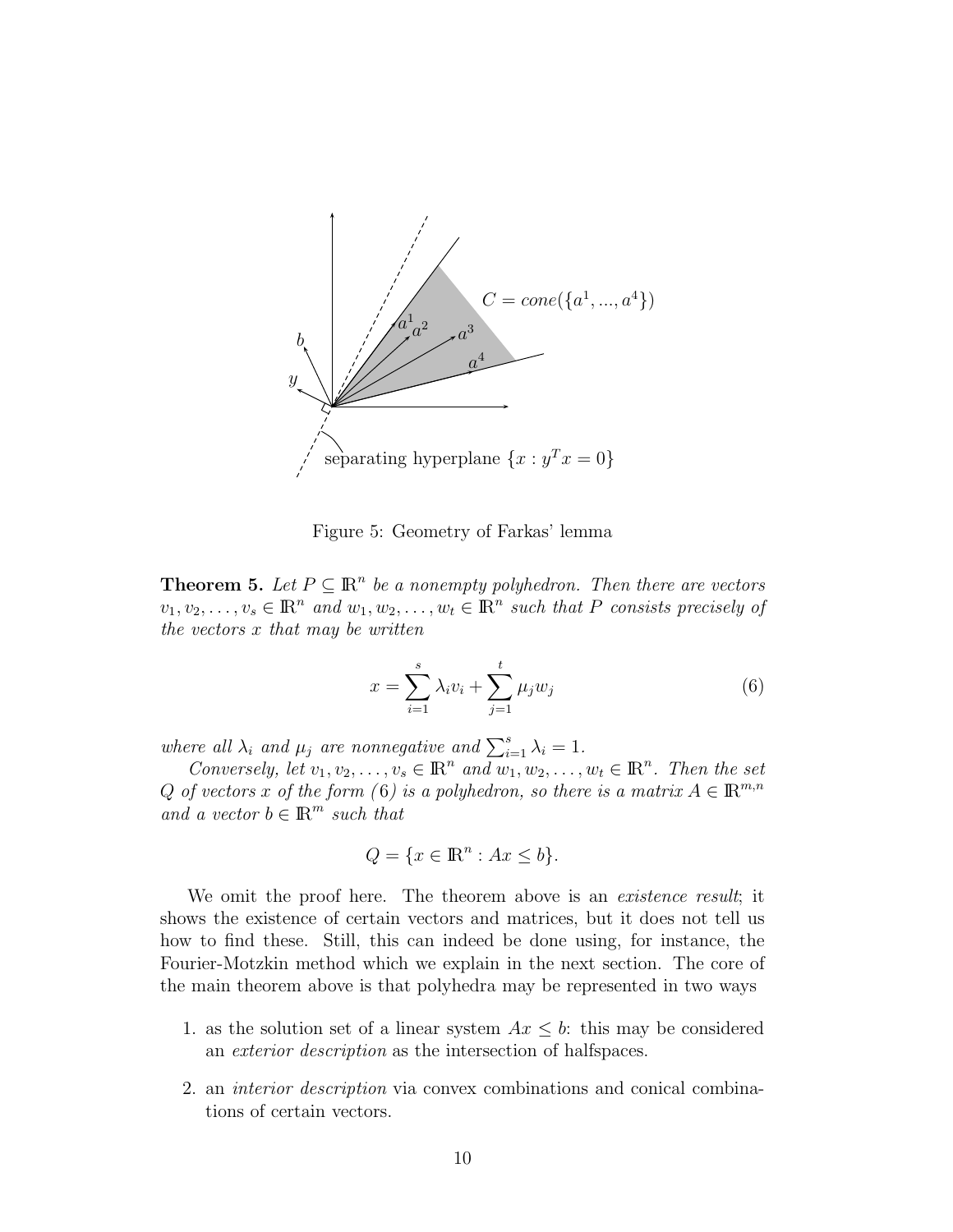Figure 5: Geometry of Farkas' lemma

**Theorem 5.** *Let $P \subseteq \mathbb{R}^n$ be a nonempty polyhedron. Then there are vectors $v_1, v_2, \ldots, v_s \in \mathbb{R}^n$ and $w_1, w_2, \ldots, w_t \in \mathbb{R}^n$ such that $P$ consists precisely of the vectors $x$ that may be written*

$$x = \sum_{i=1}^{s} \lambda_i v_i + \sum_{j=1}^{t} \mu_j w_j \tag{6}$$

*where all $\lambda_i$ and $\mu_j$ are nonnegative and $\sum_{i=1}^{s} \lambda_i = 1$.*

*Conversely, let $v_1, v_2, \ldots, v_s \in \mathbb{R}^n$ and $w_1, w_2, \ldots, w_t \in \mathbb{R}^n$. Then the set $Q$ of vectors $x$ of the form (6) is a polyhedron, so there is a matrix $A \in \mathbb{R}^{m,n}$ and a vector $b \in \mathbb{R}^m$ such that*

$$Q = \{x \in \mathbb{R}^n : Ax \leq b\}.$$

We omit the proof here. The theorem above is an *existence result*; it shows the existence of certain vectors and matrices, but it does not tell us how to find these. Still, this can indeed be done using, for instance, the Fourier-Motzkin method which we explain in the next section. The core of the main theorem above is that polyhedra may be represented in two ways

1. as the solution set of a linear system $Ax \leq b$: this may be considered an *exterior description* as the intersection of halfspaces.

2. an *interior description* via convex combinations and conical combinations of certain vectors.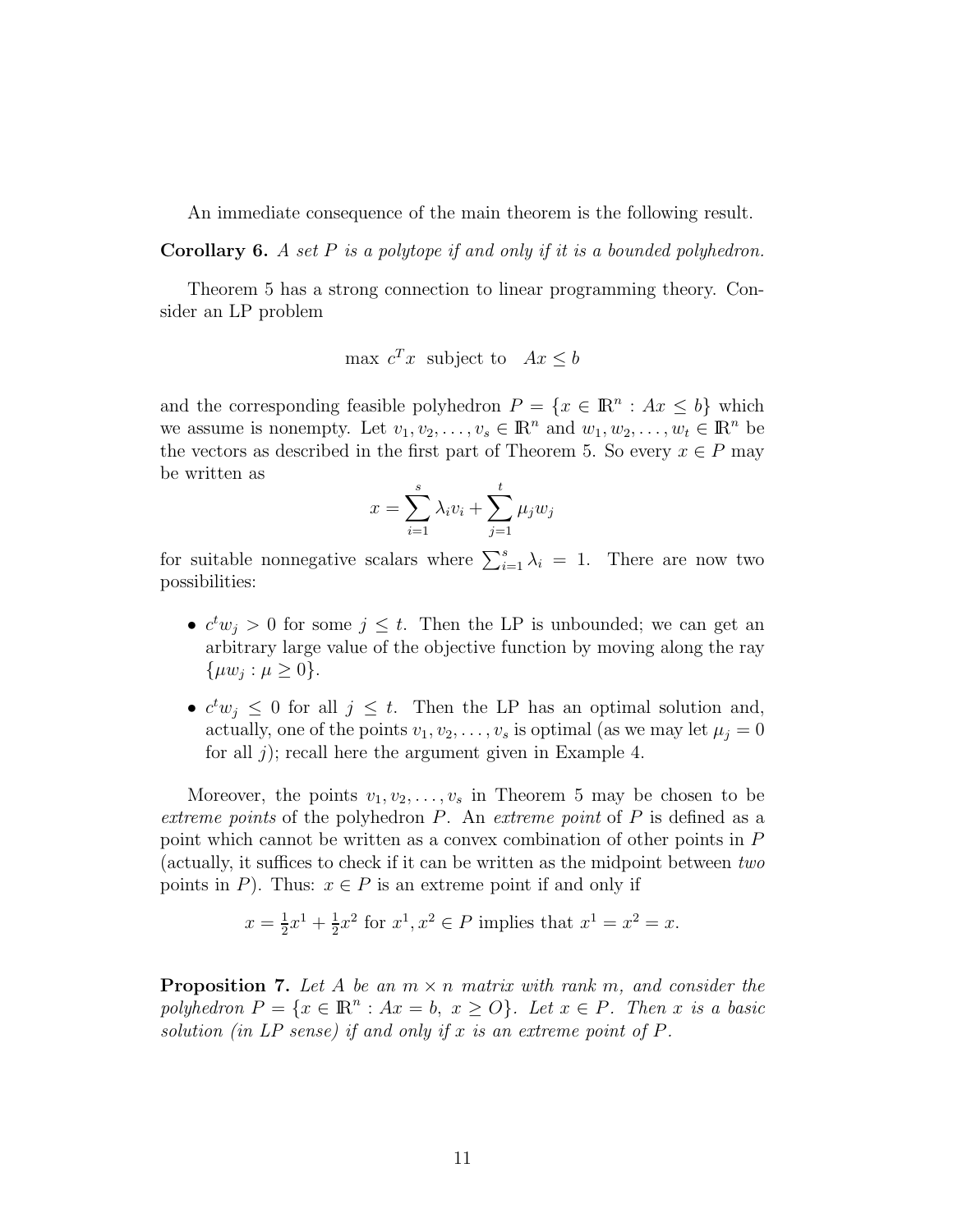An immediate consequence of the main theorem is the following result.

**Corollary 6.** *A set $P$ is a polytope if and only if it is a bounded polyhedron.*

Theorem 5 has a strong connection to linear programming theory. Consider an LP problem

$$\max\ c^T x \ \text{ subject to } \ Ax \leq b$$

and the corresponding feasible polyhedron $P = \{x \in \mathbb{R}^n : Ax \leq b\}$ which we assume is nonempty. Let $v_1, v_2, \ldots, v_s \in \mathbb{R}^n$ and $w_1, w_2, \ldots, w_t \in \mathbb{R}^n$ be the vectors as described in the first part of Theorem 5. So every $x \in P$ may be written as

$$x = \sum_{i=1}^{s} \lambda_i v_i + \sum_{j=1}^{t} \mu_j w_j$$

for suitable nonnegative scalars where $\sum_{i=1}^{s} \lambda_i = 1$. There are now two possibilities:

- $c^t w_j > 0$ for some $j \leq t$. Then the LP is unbounded; we can get an arbitrary large value of the objective function by moving along the ray $\{\mu w_j : \mu \geq 0\}$.
- $c^t w_j \leq 0$ for all $j \leq t$. Then the LP has an optimal solution and, actually, one of the points $v_1, v_2, \ldots, v_s$ is optimal (as we may let $\mu_j = 0$ for all $j$); recall here the argument given in Example 4.

Moreover, the points $v_1, v_2, \ldots, v_s$ in Theorem 5 may be chosen to be *extreme points* of the polyhedron $P$. An *extreme point* of $P$ is defined as a point which cannot be written as a convex combination of other points in $P$ (actually, it suffices to check if it can be written as the midpoint between *two* points in $P$). Thus: $x \in P$ is an extreme point if and only if

$$x = \tfrac{1}{2}x^1 + \tfrac{1}{2}x^2 \text{ for } x^1, x^2 \in P \text{ implies that } x^1 = x^2 = x.$$

**Proposition 7.** *Let $A$ be an $m \times n$ matrix with rank $m$, and consider the polyhedron $P = \{x \in \mathbb{R}^n : Ax = b,\ x \geq O\}$. Let $x \in P$. Then $x$ is a basic solution (in LP sense) if and only if $x$ is an extreme point of $P$.*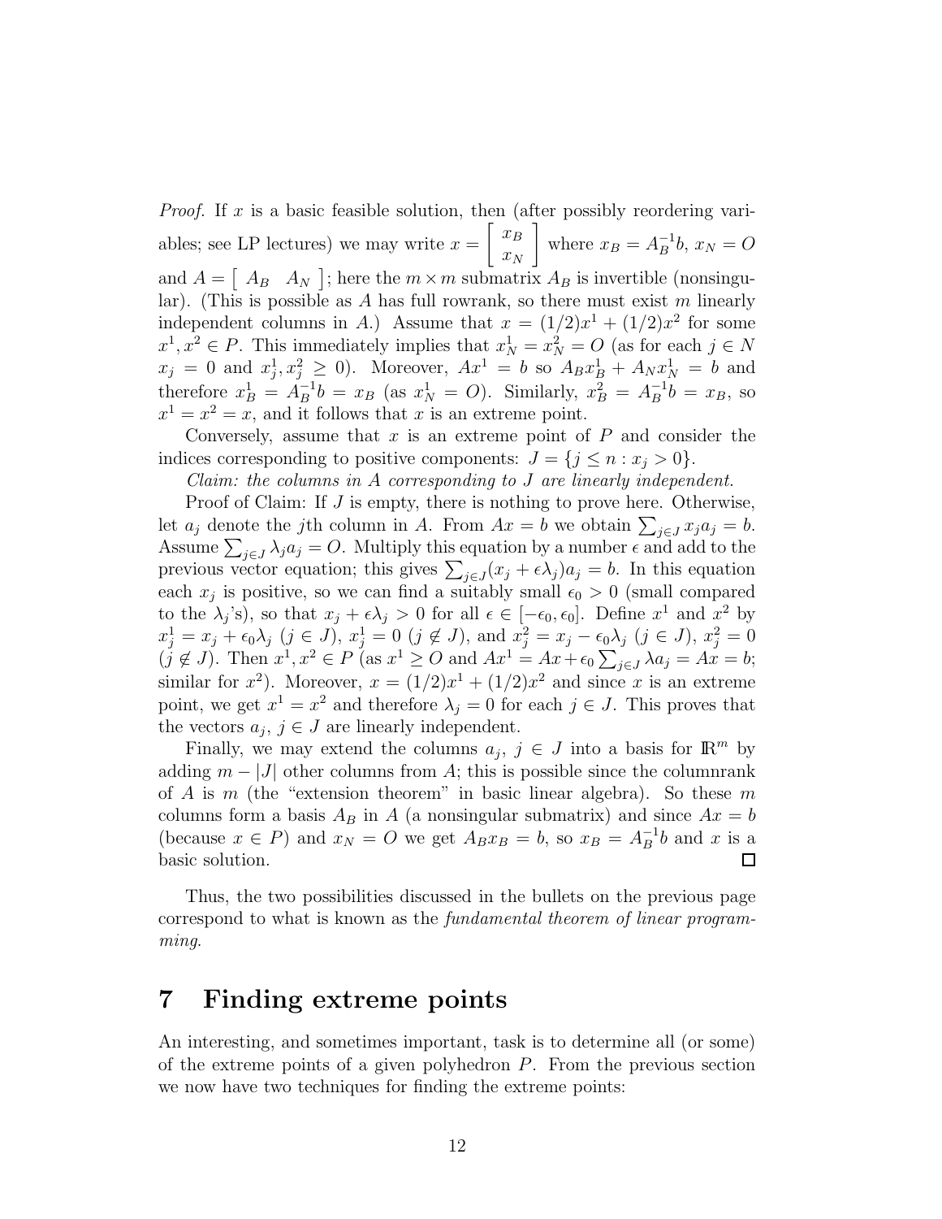*Proof.* If $x$ is a basic feasible solution, then (after possibly reordering variables; see LP lectures) we may write $x = \begin{bmatrix} x_B \\ x_N \end{bmatrix}$ where $x_B = A_B^{-1}b$, $x_N = O$ and $A = \begin{bmatrix} A_B & A_N \end{bmatrix}$; here the $m \times m$ submatrix $A_B$ is invertible (nonsingular). (This is possible as $A$ has full rowrank, so there must exist $m$ linearly independent columns in $A$.) Assume that $x = (1/2)x^1 + (1/2)x^2$ for some $x^1, x^2 \in P$. This immediately implies that $x^1_N = x^2_N = O$ (as for each $j \in N$ $x_j = 0$ and $x^1_j, x^2_j \geq 0$). Moreover, $Ax^1 = b$ so $A_B x^1_B + A_N x^1_N = b$ and therefore $x^1_B = A_B^{-1}b = x_B$ (as $x^1_N = O$). Similarly, $x^2_B = A_B^{-1}b = x_B$, so $x^1 = x^2 = x$, and it follows that $x$ is an extreme point.

Conversely, assume that $x$ is an extreme point of $P$ and consider the indices corresponding to positive components: $J = \{j \leq n : x_j > 0\}$.

*Claim: the columns in $A$ corresponding to $J$ are linearly independent.*

Proof of Claim: If $J$ is empty, there is nothing to prove here. Otherwise, let $a_j$ denote the $j$th column in $A$. From $Ax = b$ we obtain $\sum_{j \in J} x_j a_j = b$. Assume $\sum_{j \in J} \lambda_j a_j = O$. Multiply this equation by a number $\epsilon$ and add to the previous vector equation; this gives $\sum_{j \in J}(x_j + \epsilon\lambda_j)a_j = b$. In this equation each $x_j$ is positive, so we can find a suitably small $\epsilon_0 > 0$ (small compared to the $\lambda_j$'s), so that $x_j + \epsilon\lambda_j > 0$ for all $\epsilon \in [-\epsilon_0, \epsilon_0]$. Define $x^1$ and $x^2$ by $x^1_j = x_j + \epsilon_0\lambda_j$ ($j \in J$), $x^1_j = 0$ ($j \notin J$), and $x^2_j = x_j - \epsilon_0\lambda_j$ ($j \in J$), $x^2_j = 0$ ($j \notin J$). Then $x^1, x^2 \in P$ (as $x^1 \geq O$ and $Ax^1 = Ax + \epsilon_0 \sum_{j \in J} \lambda a_j = Ax = b$; similar for $x^2$). Moreover, $x = (1/2)x^1 + (1/2)x^2$ and since $x$ is an extreme point, we get $x^1 = x^2$ and therefore $\lambda_j = 0$ for each $j \in J$. This proves that the vectors $a_j$, $j \in J$ are linearly independent.

Finally, we may extend the columns $a_j$, $j \in J$ into a basis for $\mathbb{R}^m$ by adding $m - |J|$ other columns from $A$; this is possible since the columnrank of $A$ is $m$ (the "extension theorem" in basic linear algebra). So these $m$ columns form a basis $A_B$ in $A$ (a nonsingular submatrix) and since $Ax = b$ (because $x \in P$) and $x_N = O$ we get $A_B x_B = b$, so $x_B = A_B^{-1}b$ and $x$ is a basic solution. ☐

Thus, the two possibilities discussed in the bullets on the previous page correspond to what is known as the *fundamental theorem of linear programming*.

# 7 Finding extreme points

An interesting, and sometimes important, task is to determine all (or some) of the extreme points of a given polyhedron $P$. From the previous section we now have two techniques for finding the extreme points: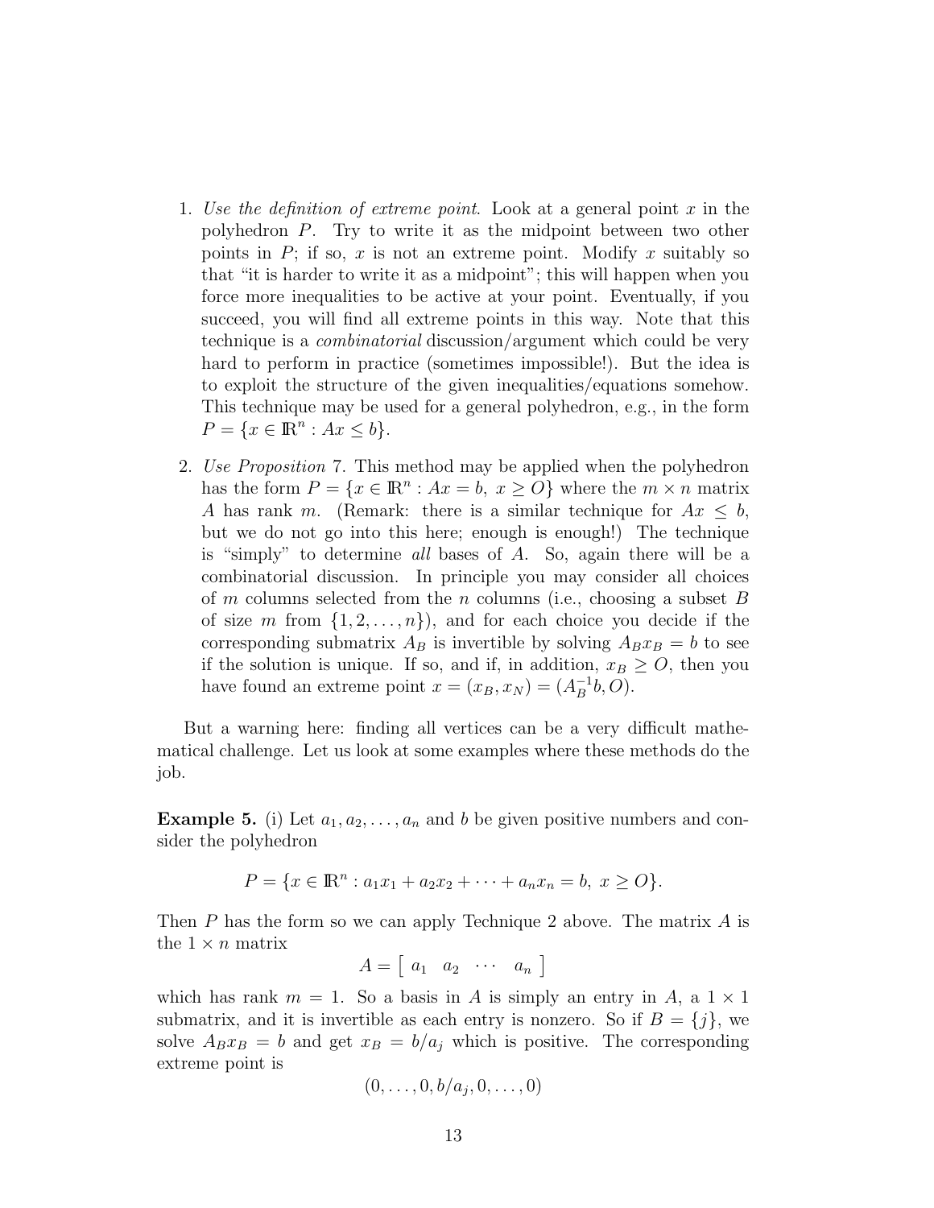1. *Use the definition of extreme point*. Look at a general point $x$ in the polyhedron $P$. Try to write it as the midpoint between two other points in $P$; if so, $x$ is not an extreme point. Modify $x$ suitably so that "it is harder to write it as a midpoint"; this will happen when you force more inequalities to be active at your point. Eventually, if you succeed, you will find all extreme points in this way. Note that this technique is a *combinatorial* discussion/argument which could be very hard to perform in practice (sometimes impossible!). But the idea is to exploit the structure of the given inequalities/equations somehow. This technique may be used for a general polyhedron, e.g., in the form $P = \{x \in \mathbb{R}^n : Ax \leq b\}$.

2. *Use Proposition* 7. This method may be applied when the polyhedron has the form $P = \{x \in \mathbb{R}^n : Ax = b,\ x \geq O\}$ where the $m \times n$ matrix $A$ has rank $m$. (Remark: there is a similar technique for $Ax \leq b$, but we do not go into this here; enough is enough!) The technique is "simply" to determine *all* bases of $A$. So, again there will be a combinatorial discussion. In principle you may consider all choices of $m$ columns selected from the $n$ columns (i.e., choosing a subset $B$ of size $m$ from $\{1, 2, \ldots, n\}$), and for each choice you decide if the corresponding submatrix $A_B$ is invertible by solving $A_B x_B = b$ to see if the solution is unique. If so, and if, in addition, $x_B \geq O$, then you have found an extreme point $x = (x_B, x_N) = (A_B^{-1}b, O)$.

But a warning here: finding all vertices can be a very difficult mathematical challenge. Let us look at some examples where these methods do the job.

**Example 5.** (i) Let $a_1, a_2, \ldots, a_n$ and $b$ be given positive numbers and consider the polyhedron

$$P = \{x \in \mathbb{R}^n : a_1 x_1 + a_2 x_2 + \cdots + a_n x_n = b,\ x \geq O\}.$$

Then $P$ has the form so we can apply Technique 2 above. The matrix $A$ is the $1 \times n$ matrix

$$A = \begin{bmatrix} a_1 & a_2 & \cdots & a_n \end{bmatrix}$$

which has rank $m = 1$. So a basis in $A$ is simply an entry in $A$, a $1 \times 1$ submatrix, and it is invertible as each entry is nonzero. So if $B = \{j\}$, we solve $A_B x_B = b$ and get $x_B = b/a_j$ which is positive. The corresponding extreme point is

$$(0, \ldots, 0, b/a_j, 0, \ldots, 0)$$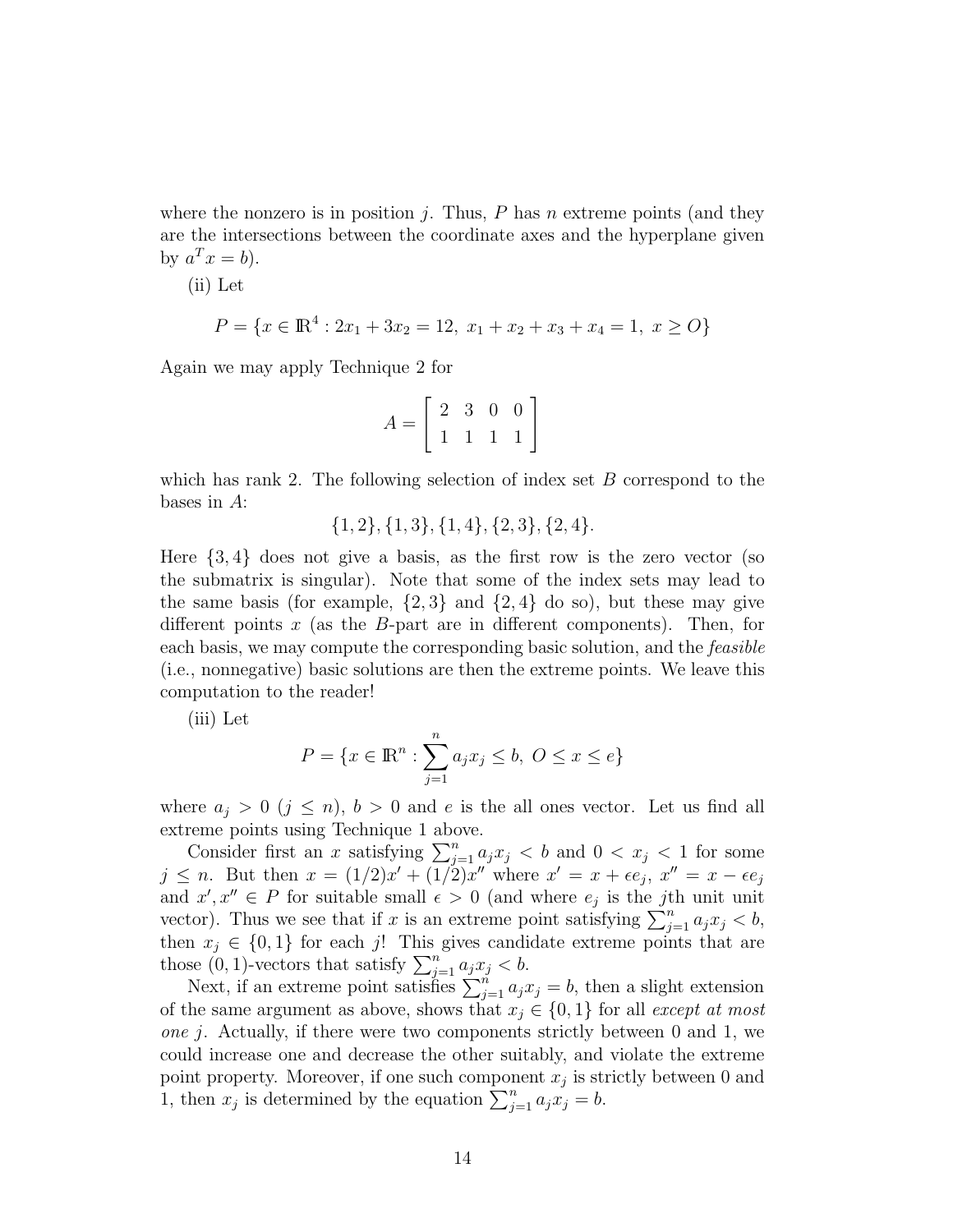where the nonzero is in position $j$. Thus, $P$ has $n$ extreme points (and they are the intersections between the coordinate axes and the hyperplane given by $a^T x = b$).

(ii) Let

$$P = \{x \in \mathbb{R}^4 : 2x_1 + 3x_2 = 12,\ x_1 + x_2 + x_3 + x_4 = 1,\ x \geq O\}$$

Again we may apply Technique 2 for

$$A = \begin{bmatrix} 2 & 3 & 0 & 0 \\ 1 & 1 & 1 & 1 \end{bmatrix}$$

which has rank 2. The following selection of index set $B$ correspond to the bases in $A$:

$$\{1,2\}, \{1,3\}, \{1,4\}, \{2,3\}, \{2,4\}.$$

Here $\{3,4\}$ does not give a basis, as the first row is the zero vector (so the submatrix is singular). Note that some of the index sets may lead to the same basis (for example, $\{2,3\}$ and $\{2,4\}$ do so), but these may give different points $x$ (as the $B$-part are in different components). Then, for each basis, we may compute the corresponding basic solution, and the *feasible* (i.e., nonnegative) basic solutions are then the extreme points. We leave this computation to the reader!

(iii) Let

$$P = \{x \in \mathbb{R}^n : \sum_{j=1}^{n} a_j x_j \leq b,\ O \leq x \leq e\}$$

where $a_j > 0$ ($j \leq n$), $b > 0$ and $e$ is the all ones vector. Let us find all extreme points using Technique 1 above.

Consider first an $x$ satisfying $\sum_{j=1}^{n} a_j x_j < b$ and $0 < x_j < 1$ for some $j \leq n$. But then $x = (1/2)x' + (1/2)x''$ where $x' = x + \epsilon e_j$, $x'' = x - \epsilon e_j$ and $x', x'' \in P$ for suitable small $\epsilon > 0$ (and where $e_j$ is the $j$th unit unit vector). Thus we see that if $x$ is an extreme point satisfying $\sum_{j=1}^{n} a_j x_j < b$, then $x_j \in \{0,1\}$ for each $j$! This gives candidate extreme points that are those $(0,1)$-vectors that satisfy $\sum_{j=1}^{n} a_j x_j < b$.

Next, if an extreme point satisfies $\sum_{j=1}^{n} a_j x_j = b$, then a slight extension of the same argument as above, shows that $x_j \in \{0,1\}$ for all *except at most one* $j$. Actually, if there were two components strictly between 0 and 1, we could increase one and decrease the other suitably, and violate the extreme point property. Moreover, if one such component $x_j$ is strictly between 0 and 1, then $x_j$ is determined by the equation $\sum_{j=1}^{n} a_j x_j = b$.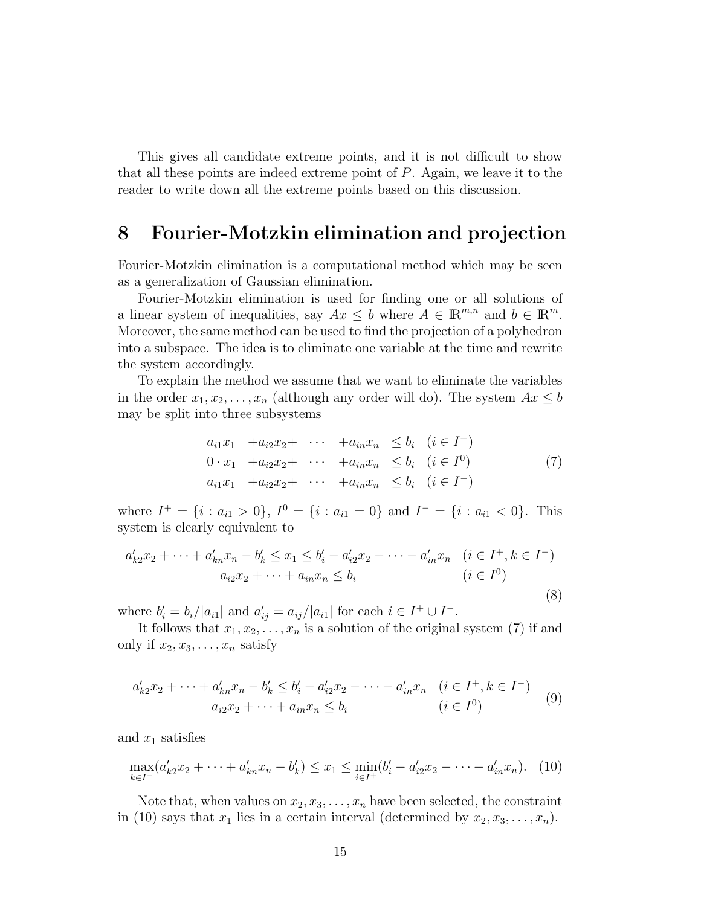This gives all candidate extreme points, and it is not difficult to show that all these points are indeed extreme point of $P$. Again, we leave it to the reader to write down all the extreme points based on this discussion.

## 8 Fourier-Motzkin elimination and projection

Fourier-Motzkin elimination is a computational method which may be seen as a generalization of Gaussian elimination.

Fourier-Motzkin elimination is used for finding one or all solutions of a linear system of inequalities, say $Ax \leq b$ where $A \in \mathbb{R}^{m,n}$ and $b \in \mathbb{R}^m$. Moreover, the same method can be used to find the projection of a polyhedron into a subspace. The idea is to eliminate one variable at the time and rewrite the system accordingly.

To explain the method we assume that we want to eliminate the variables in the order $x_1, x_2, \ldots, x_n$ (although any order will do). The system $Ax \leq b$ may be split into three subsystems

$$
\begin{array}{lllll}
a_{i1}x_1 & +a_{i2}x_2+ & \cdots & +a_{in}x_n & \leq b_i \quad (i \in I^+) \\
0 \cdot x_1 & +a_{i2}x_2+ & \cdots & +a_{in}x_n & \leq b_i \quad (i \in I^0) \\
a_{i1}x_1 & +a_{i2}x_2+ & \cdots & +a_{in}x_n & \leq b_i \quad (i \in I^-)
\end{array}
\tag{7}
$$

where $I^+ = \{i : a_{i1} > 0\}$, $I^0 = \{i : a_{i1} = 0\}$ and $I^- = \{i : a_{i1} < 0\}$. This system is clearly equivalent to

$$
\begin{array}{ll}
a'_{k2}x_2 + \cdots + a'_{kn}x_n - b'_k \leq x_1 \leq b'_i - a'_{i2}x_2 - \cdots - a'_{in}x_n & (i \in I^+, k \in I^-) \\
a_{i2}x_2 + \cdots + a_{in}x_n \leq b_i & (i \in I^0)
\end{array}
\tag{8}
$$

where $b'_i = b_i/|a_{i1}|$ and $a'_{ij} = a_{ij}/|a_{i1}|$ for each $i \in I^+ \cup I^-$.

It follows that $x_1, x_2, \ldots, x_n$ is a solution of the original system (7) if and only if $x_2, x_3, \ldots, x_n$ satisfy

$$
\begin{array}{ll}
a'_{k2}x_2 + \cdots + a'_{kn}x_n - b'_k \leq b'_i - a'_{i2}x_2 - \cdots - a'_{in}x_n & (i \in I^+, k \in I^-) \\
a_{i2}x_2 + \cdots + a_{in}x_n \leq b_i & (i \in I^0)
\end{array}
\tag{9}
$$

and $x_1$ satisfies

$$
\max_{k \in I^-}(a'_{k2}x_2 + \cdots + a'_{kn}x_n - b'_k) \leq x_1 \leq \min_{i \in I^+}(b'_i - a'_{i2}x_2 - \cdots - a'_{in}x_n). \tag{10}
$$

Note that, when values on $x_2, x_3, \ldots, x_n$ have been selected, the constraint in (10) says that $x_1$ lies in a certain interval (determined by $x_2, x_3, \ldots, x_n$).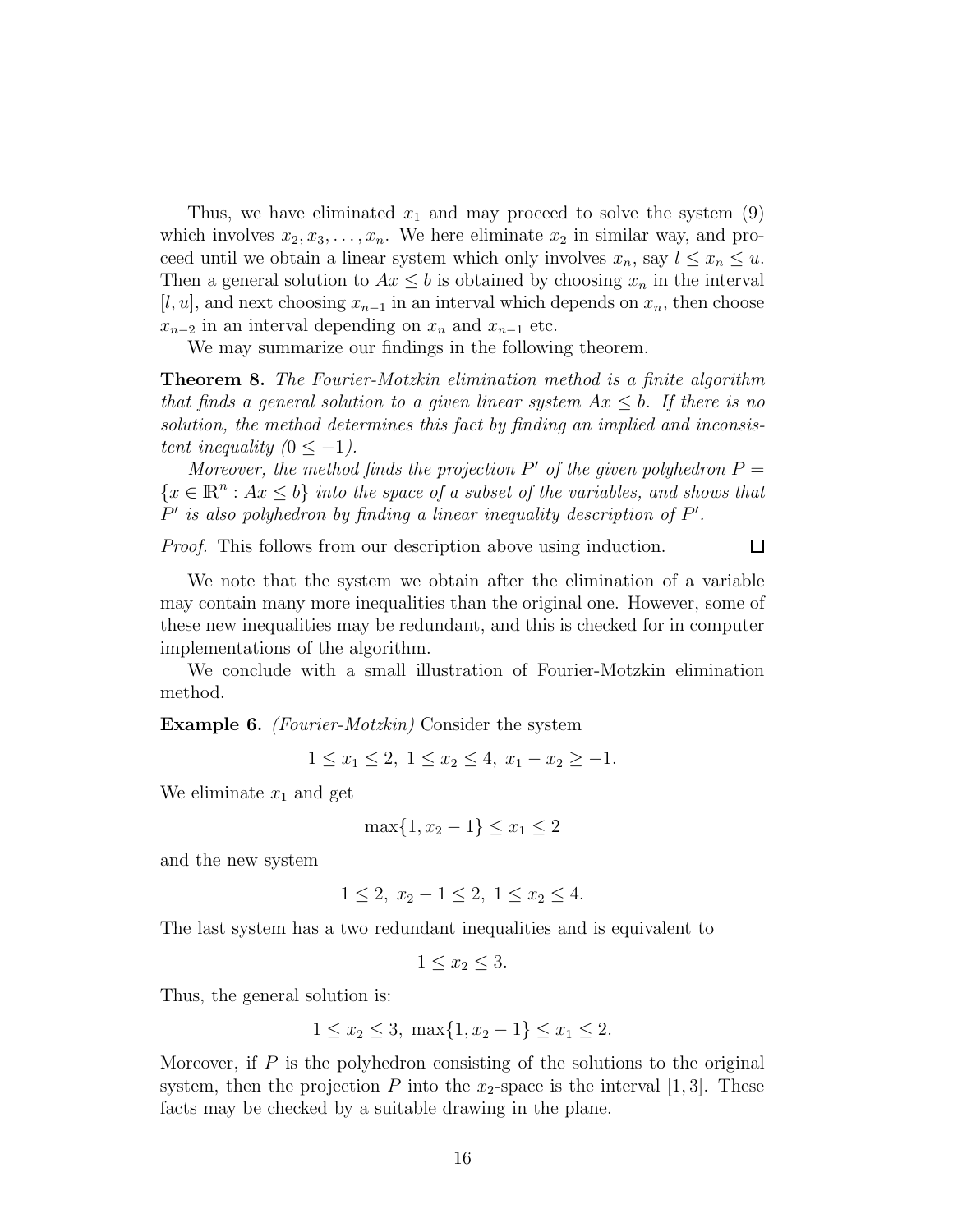Thus, we have eliminated $x_1$ and may proceed to solve the system (9) which involves $x_2, x_3, \ldots, x_n$. We here eliminate $x_2$ in similar way, and proceed until we obtain a linear system which only involves $x_n$, say $l \leq x_n \leq u$. Then a general solution to $Ax \leq b$ is obtained by choosing $x_n$ in the interval $[l, u]$, and next choosing $x_{n-1}$ in an interval which depends on $x_n$, then choose $x_{n-2}$ in an interval depending on $x_n$ and $x_{n-1}$ etc.

We may summarize our findings in the following theorem.

**Theorem 8.** *The Fourier-Motzkin elimination method is a finite algorithm that finds a general solution to a given linear system $Ax \leq b$. If there is no solution, the method determines this fact by finding an implied and inconsistent inequality ($0 \leq -1$).*

*Moreover, the method finds the projection $P'$ of the given polyhedron $P = \{x \in \mathbb{R}^n : Ax \leq b\}$ into the space of a subset of the variables, and shows that $P'$ is also polyhedron by finding a linear inequality description of $P'$.*

*Proof.* This follows from our description above using induction. $\square$

We note that the system we obtain after the elimination of a variable may contain many more inequalities than the original one. However, some of these new inequalities may be redundant, and this is checked for in computer implementations of the algorithm.

We conclude with a small illustration of Fourier-Motzkin elimination method.

**Example 6.** *(Fourier-Motzkin)* Consider the system

$$1 \leq x_1 \leq 2, \ 1 \leq x_2 \leq 4, \ x_1 - x_2 \geq -1.$$

We eliminate $x_1$ and get

$$\max\{1, x_2 - 1\} \leq x_1 \leq 2$$

and the new system

$$1 \leq 2, \ x_2 - 1 \leq 2, \ 1 \leq x_2 \leq 4.$$

The last system has a two redundant inequalities and is equivalent to

$$1 \leq x_2 \leq 3.$$

Thus, the general solution is:

$$1 \leq x_2 \leq 3, \ \max\{1, x_2 - 1\} \leq x_1 \leq 2.$$

Moreover, if $P$ is the polyhedron consisting of the solutions to the original system, then the projection $P$ into the $x_2$-space is the interval $[1, 3]$. These facts may be checked by a suitable drawing in the plane.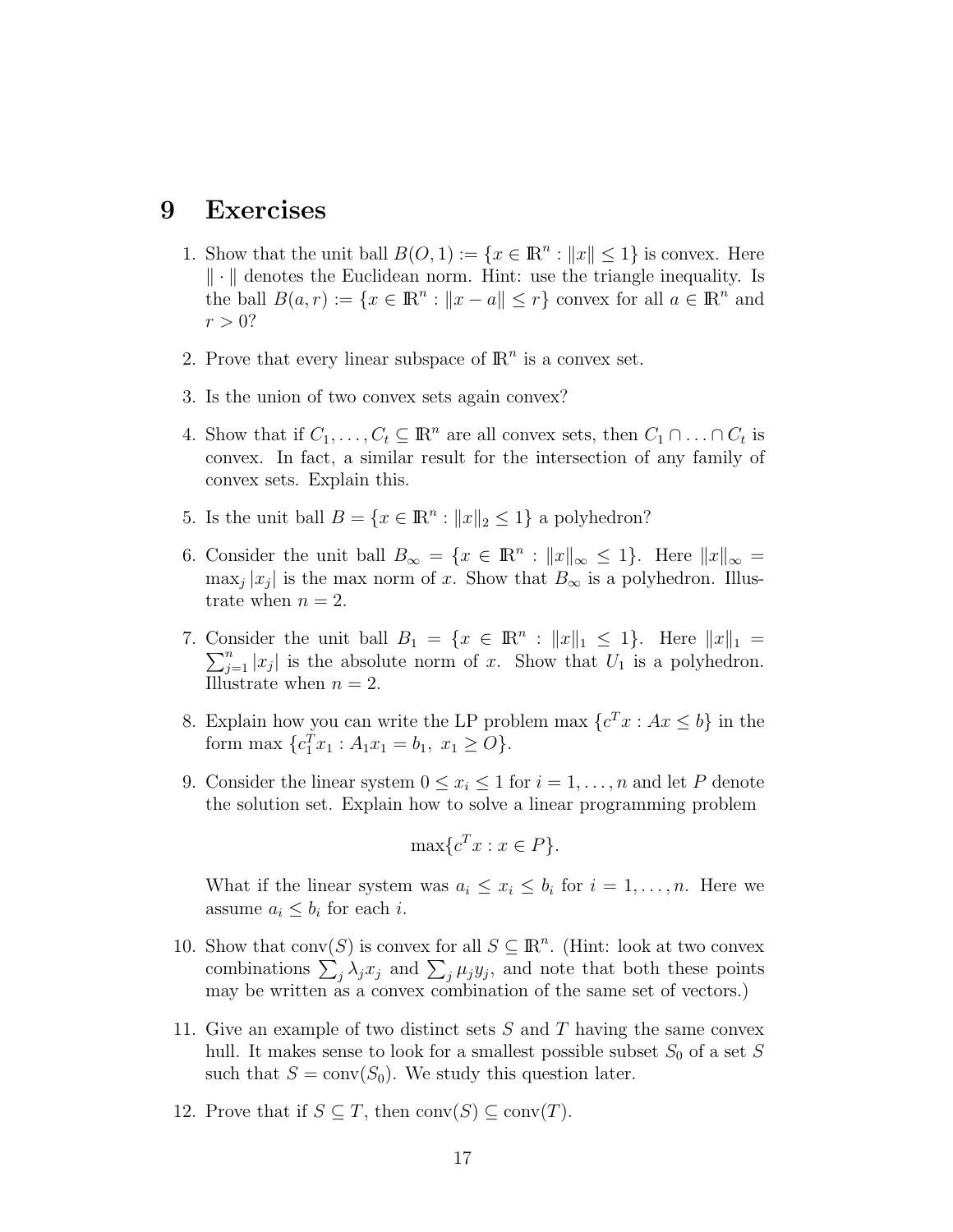# 9 Exercises

1. Show that the unit ball $B(O,1) := \{x \in \mathbb{R}^n : \|x\| \leq 1\}$ is convex. Here $\|\cdot\|$ denotes the Euclidean norm. Hint: use the triangle inequality. Is the ball $B(a,r) := \{x \in \mathbb{R}^n : \|x - a\| \leq r\}$ convex for all $a \in \mathbb{R}^n$ and $r > 0$?

2. Prove that every linear subspace of $\mathbb{R}^n$ is a convex set.

3. Is the union of two convex sets again convex?

4. Show that if $C_1, \ldots, C_t \subseteq \mathbb{R}^n$ are all convex sets, then $C_1 \cap \ldots \cap C_t$ is convex. In fact, a similar result for the intersection of any family of convex sets. Explain this.

5. Is the unit ball $B = \{x \in \mathbb{R}^n : \|x\|_2 \leq 1\}$ a polyhedron?

6. Consider the unit ball $B_\infty = \{x \in \mathbb{R}^n : \|x\|_\infty \leq 1\}$. Here $\|x\|_\infty = \max_j |x_j|$ is the max norm of $x$. Show that $B_\infty$ is a polyhedron. Illustrate when $n = 2$.

7. Consider the unit ball $B_1 = \{x \in \mathbb{R}^n : \|x\|_1 \leq 1\}$. Here $\|x\|_1 = \sum_{j=1}^n |x_j|$ is the absolute norm of $x$. Show that $U_1$ is a polyhedron. Illustrate when $n = 2$.

8. Explain how you can write the LP problem $\max\{c^T x : Ax \leq b\}$ in the form $\max\{c_1^T x_1 : A_1 x_1 = b_1,\ x_1 \geq O\}$.

9. Consider the linear system $0 \leq x_i \leq 1$ for $i = 1, \ldots, n$ and let $P$ denote the solution set. Explain how to solve a linear programming problem

$$\max\{c^T x : x \in P\}.$$

   What if the linear system was $a_i \leq x_i \leq b_i$ for $i = 1, \ldots, n$. Here we assume $a_i \leq b_i$ for each $i$.

10. Show that $\mathrm{conv}(S)$ is convex for all $S \subseteq \mathbb{R}^n$. (Hint: look at two convex combinations $\sum_j \lambda_j x_j$ and $\sum_j \mu_j y_j$, and note that both these points may be written as a convex combination of the same set of vectors.)

11. Give an example of two distinct sets $S$ and $T$ having the same convex hull. It makes sense to look for a smallest possible subset $S_0$ of a set $S$ such that $S = \mathrm{conv}(S_0)$. We study this question later.

12. Prove that if $S \subseteq T$, then $\mathrm{conv}(S) \subseteq \mathrm{conv}(T)$.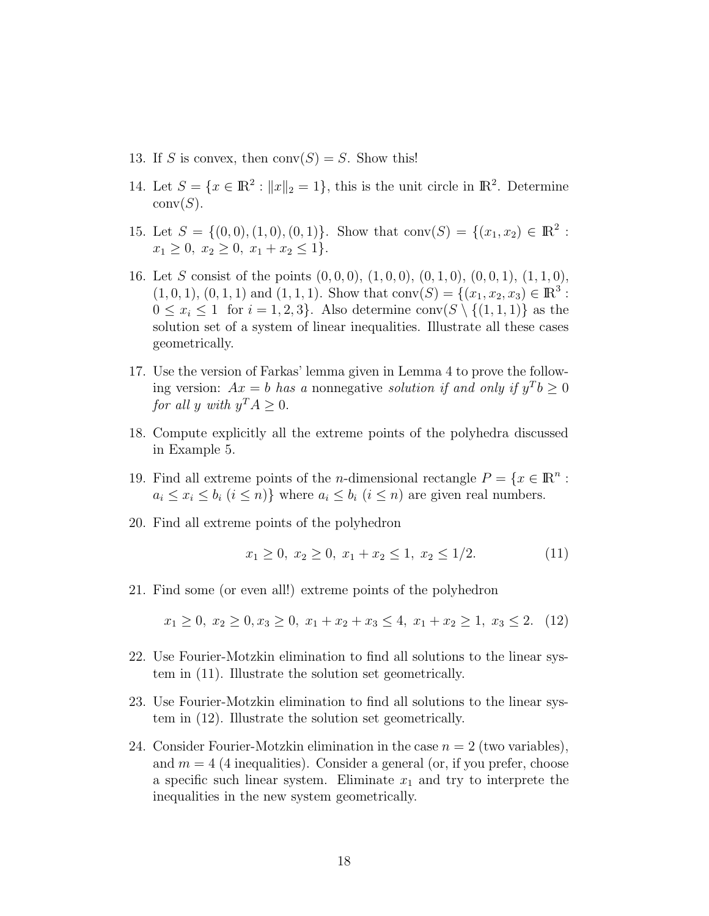13. If $S$ is convex, then $\text{conv}(S) = S$. Show this!

14. Let $S = \{x \in \mathbb{R}^2 : \|x\|_2 = 1\}$, this is the unit circle in $\mathbb{R}^2$. Determine $\text{conv}(S)$.

15. Let $S = \{(0,0), (1,0), (0,1)\}$. Show that $\text{conv}(S) = \{(x_1, x_2) \in \mathbb{R}^2 : x_1 \geq 0,\ x_2 \geq 0,\ x_1 + x_2 \leq 1\}$.

16. Let $S$ consist of the points $(0,0,0)$, $(1,0,0)$, $(0,1,0)$, $(0,0,1)$, $(1,1,0)$, $(1,0,1)$, $(0,1,1)$ and $(1,1,1)$. Show that $\text{conv}(S) = \{(x_1, x_2, x_3) \in \mathbb{R}^3 : 0 \leq x_i \leq 1 \text{ for } i = 1,2,3\}$. Also determine $\text{conv}(S \setminus \{(1,1,1)\}$ as the solution set of a system of linear inequalities. Illustrate all these cases geometrically.

17. Use the version of Farkas' lemma given in Lemma 4 to prove the following version: *$Ax = b$ has a* nonnegative *solution if and only if $y^T b \geq 0$ for all $y$ with $y^T A \geq 0$.*

18. Compute explicitly all the extreme points of the polyhedra discussed in Example 5.

19. Find all extreme points of the $n$-dimensional rectangle $P = \{x \in \mathbb{R}^n : a_i \leq x_i \leq b_i\ (i \leq n)\}$ where $a_i \leq b_i$ $(i \leq n)$ are given real numbers.

20. Find all extreme points of the polyhedron

$$x_1 \geq 0,\ x_2 \geq 0,\ x_1 + x_2 \leq 1,\ x_2 \leq 1/2. \tag{11}$$

21. Find some (or even all!) extreme points of the polyhedron

$$x_1 \geq 0,\ x_2 \geq 0, x_3 \geq 0,\ x_1 + x_2 + x_3 \leq 4,\ x_1 + x_2 \geq 1,\ x_3 \leq 2. \tag{12}$$

22. Use Fourier-Motzkin elimination to find all solutions to the linear system in (11). Illustrate the solution set geometrically.

23. Use Fourier-Motzkin elimination to find all solutions to the linear system in (12). Illustrate the solution set geometrically.

24. Consider Fourier-Motzkin elimination in the case $n = 2$ (two variables), and $m = 4$ (4 inequalities). Consider a general (or, if you prefer, choose a specific such linear system. Eliminate $x_1$ and try to interprete the inequalities in the new system geometrically.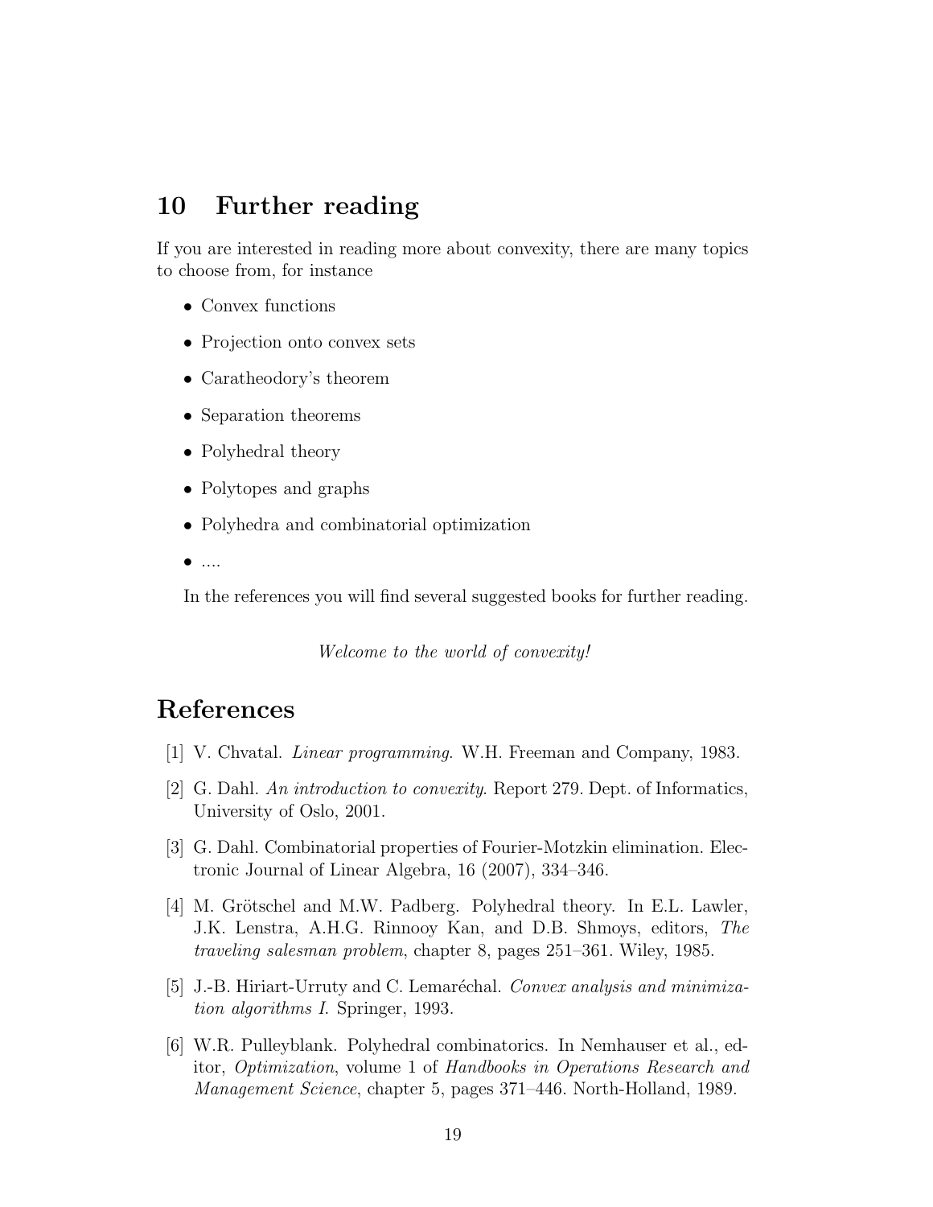## 10 Further reading

If you are interested in reading more about convexity, there are many topics to choose from, for instance

- Convex functions
- Projection onto convex sets
- Caratheodory's theorem
- Separation theorems
- Polyhedral theory
- Polytopes and graphs
- Polyhedra and combinatorial optimization
- ....

In the references you will find several suggested books for further reading.

*Welcome to the world of convexity!*

## References

[1] V. Chvatal. *Linear programming*. W.H. Freeman and Company, 1983.

[2] G. Dahl. *An introduction to convexity*. Report 279. Dept. of Informatics, University of Oslo, 2001.

[3] G. Dahl. Combinatorial properties of Fourier-Motzkin elimination. Electronic Journal of Linear Algebra, 16 (2007), 334–346.

[4] M. Grötschel and M.W. Padberg. Polyhedral theory. In E.L. Lawler, J.K. Lenstra, A.H.G. Rinnooy Kan, and D.B. Shmoys, editors, *The traveling salesman problem*, chapter 8, pages 251–361. Wiley, 1985.

[5] J.-B. Hiriart-Urruty and C. Lemaréchal. *Convex analysis and minimization algorithms I.* Springer, 1993.

[6] W.R. Pulleyblank. Polyhedral combinatorics. In Nemhauser et al., editor, *Optimization*, volume 1 of *Handbooks in Operations Research and Management Science*, chapter 5, pages 371–446. North-Holland, 1989.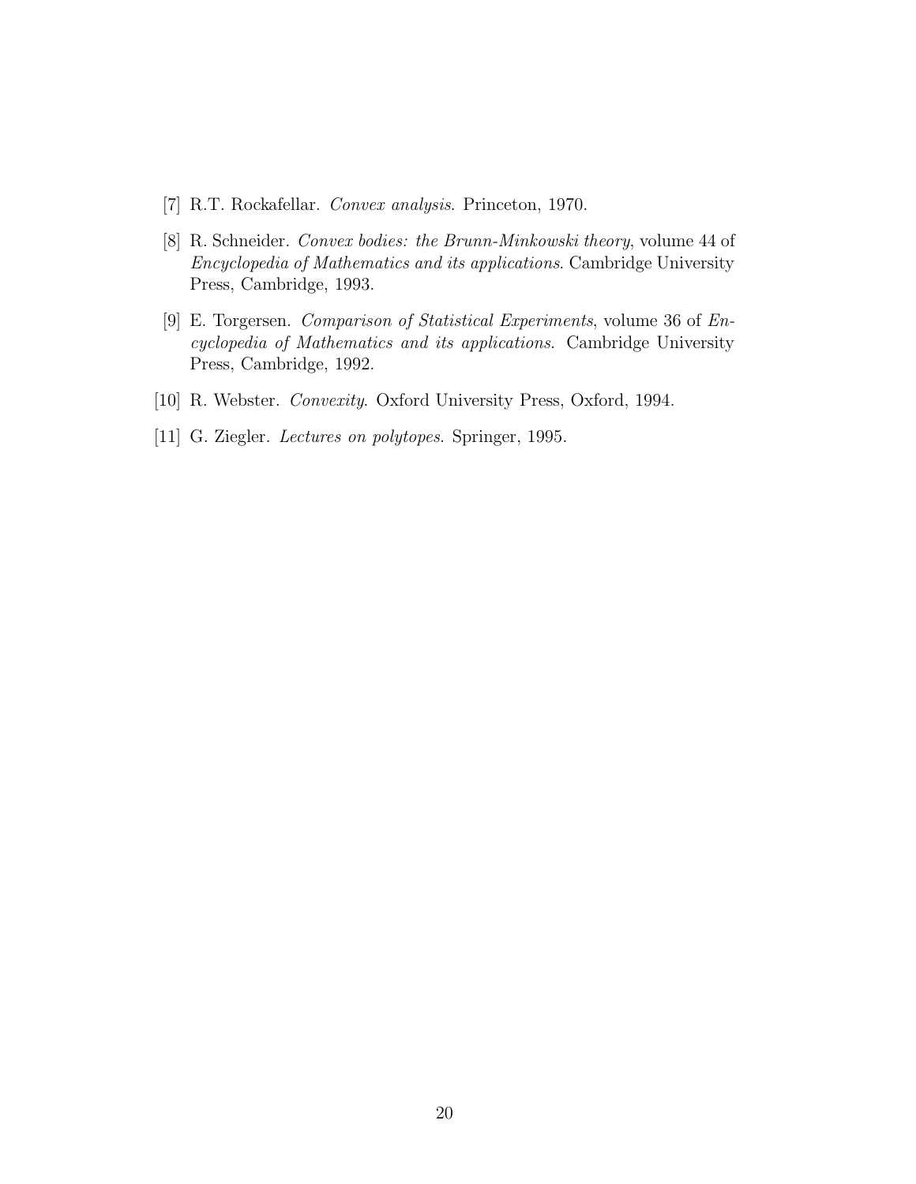[7] R.T. Rockafellar. *Convex analysis*. Princeton, 1970.

[8] R. Schneider. *Convex bodies: the Brunn-Minkowski theory*, volume 44 of *Encyclopedia of Mathematics and its applications*. Cambridge University Press, Cambridge, 1993.

[9] E. Torgersen. *Comparison of Statistical Experiments*, volume 36 of *Encyclopedia of Mathematics and its applications*. Cambridge University Press, Cambridge, 1992.

[10] R. Webster. *Convexity*. Oxford University Press, Oxford, 1994.

[11] G. Ziegler. *Lectures on polytopes*. Springer, 1995.